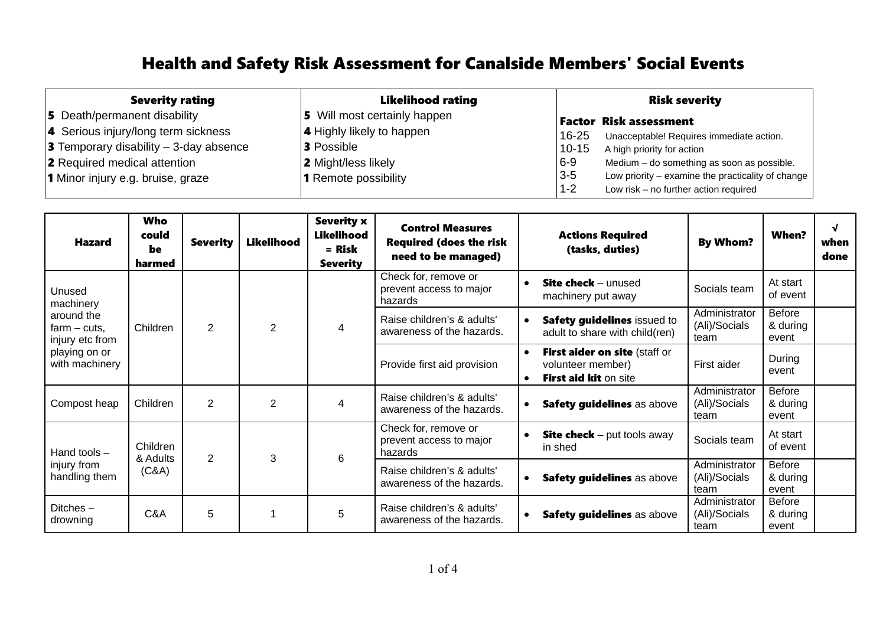# Health and Safety Risk Assessment for Canalside Members' Social Events

| Severity rating | Likelihood rating | Risk severity | |
|---|---|---|---|
| **5** Death/permanent disability | **5** Will most certainly happen | **Factor** | **Risk assessment** |
| **4** Serious injury/long term sickness | **4** Highly likely to happen | 16-25 | Unacceptable! Requires immediate action. |
| **3** Temporary disability – 3-day absence | **3** Possible | 10-15 | A high priority for action |
| **2** Required medical attention | **2** Might/less likely | 6-9 | Medium – do something as soon as possible. |
| **1** Minor injury e.g. bruise, graze | **1** Remote possibility | 3-5 | Low priority – examine the practicality of change |
| | | 1-2 | Low risk – no further action required |

| Hazard | Who could be harmed | Severity | Likelihood | Severity x Likelihood = Risk Severity | Control Measures Required (does the risk need to be managed) | Actions Required (tasks, duties) | By Whom? | When? | √ when done |
|---|---|---|---|---|---|---|---|---|---|
| Unused machinery around the farm – cuts, injury etc from playing on or with machinery | Children | 2 | 2 | 4 | Check for, remove or prevent access to major hazards | • **Site check** – unused machinery put away | Socials team | At start of event | |
| | | | | | Raise children's & adults' awareness of the hazards. | • **Safety guidelines** issued to adult to share with child(ren) | Administrator (Ali)/Socials team | Before & during event | |
| | | | | | Provide first aid provision | • **First aider on site** (staff or volunteer member)<br>• **First aid kit** on site | First aider | During event | |
| Compost heap | Children | 2 | 2 | 4 | Raise children's & adults' awareness of the hazards. | • **Safety guidelines** as above | Administrator (Ali)/Socials team | Before & during event | |
| Hand tools – injury from handling them | Children & Adults (C&A) | 2 | 3 | 6 | Check for, remove or prevent access to major hazards | • **Site check** – put tools away in shed | Socials team | At start of event | |
| | | | | | Raise children's & adults' awareness of the hazards. | • **Safety guidelines** as above | Administrator (Ali)/Socials team | Before & during event | |
| Ditches – drowning | C&A | 5 | 1 | 5 | Raise children's & adults' awareness of the hazards. | • **Safety guidelines** as above | Administrator (Ali)/Socials team | Before & during event | |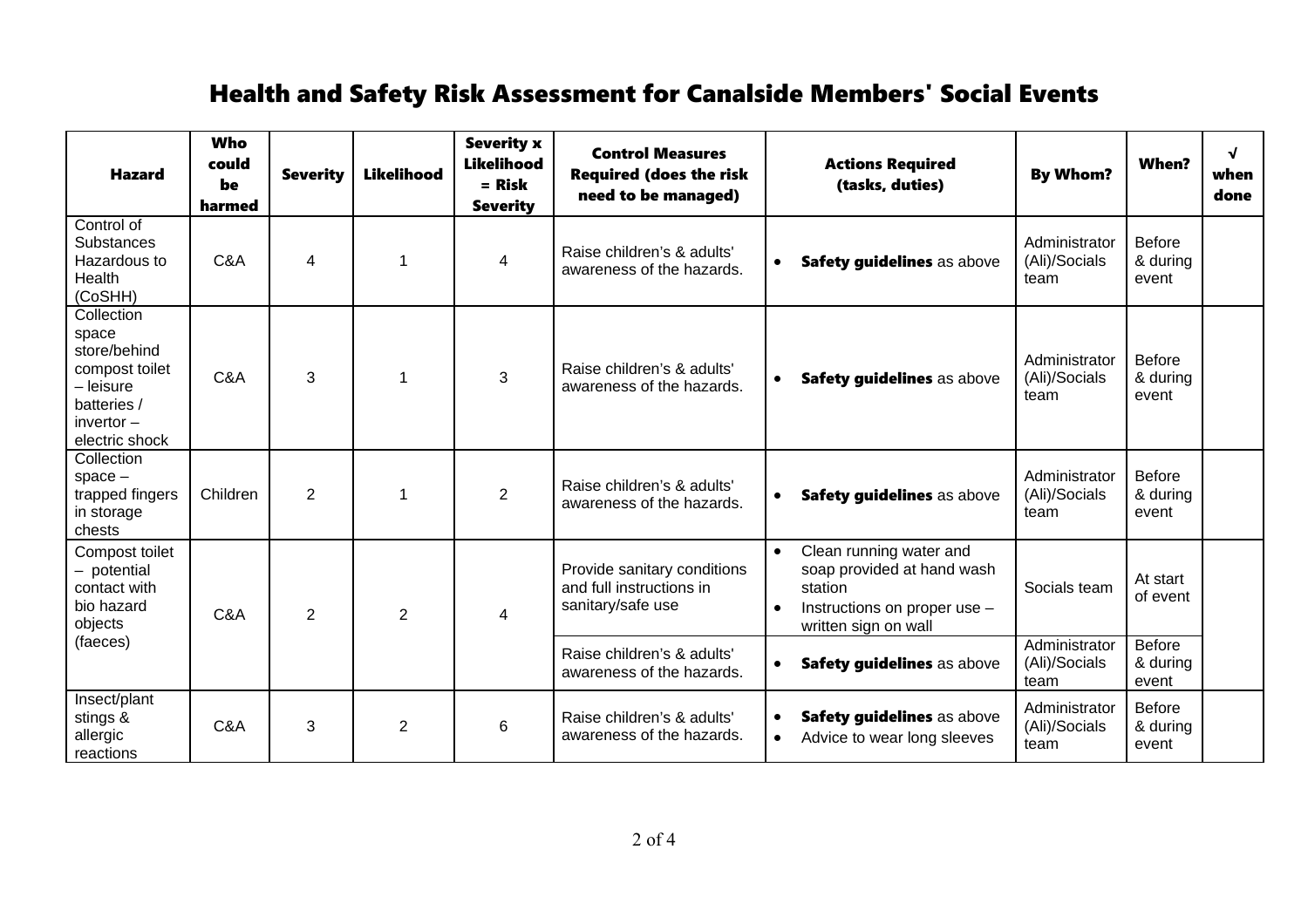# Health and Safety Risk Assessment for Canalside Members' Social Events

| Hazard | Who could be harmed | Severity | Likelihood | Severity x Likelihood = Risk Severity | Control Measures Required (does the risk need to be managed) | Actions Required (tasks, duties) | By Whom? | When? | √ when done |
|---|---|---|---|---|---|---|---|---|---|
| Control of Substances Hazardous to Health (CoSHH) | C&A | 4 | 1 | 4 | Raise children's & adults' awareness of the hazards. | • **Safety guidelines** as above | Administrator (Ali)/Socials team | Before & during event | |
| Collection space store/behind compost toilet – leisure batteries / invertor – electric shock | C&A | 3 | 1 | 3 | Raise children's & adults' awareness of the hazards. | • **Safety guidelines** as above | Administrator (Ali)/Socials team | Before & during event | |
| Collection space – trapped fingers in storage chests | Children | 2 | 1 | 2 | Raise children's & adults' awareness of the hazards. | • **Safety guidelines** as above | Administrator (Ali)/Socials team | Before & during event | |
| Compost toilet – potential contact with bio hazard objects (faeces) | C&A | 2 | 2 | 4 | Provide sanitary conditions and full instructions in sanitary/safe use | • Clean running water and soap provided at hand wash station<br>• Instructions on proper use – written sign on wall | Socials team | At start of event | |
| | | | | | Raise children's & adults' awareness of the hazards. | • **Safety guidelines** as above | Administrator (Ali)/Socials team | Before & during event | |
| Insect/plant stings & allergic reactions | C&A | 3 | 2 | 6 | Raise children's & adults' awareness of the hazards. | • **Safety guidelines** as above<br>• Advice to wear long sleeves | Administrator (Ali)/Socials team | Before & during event | |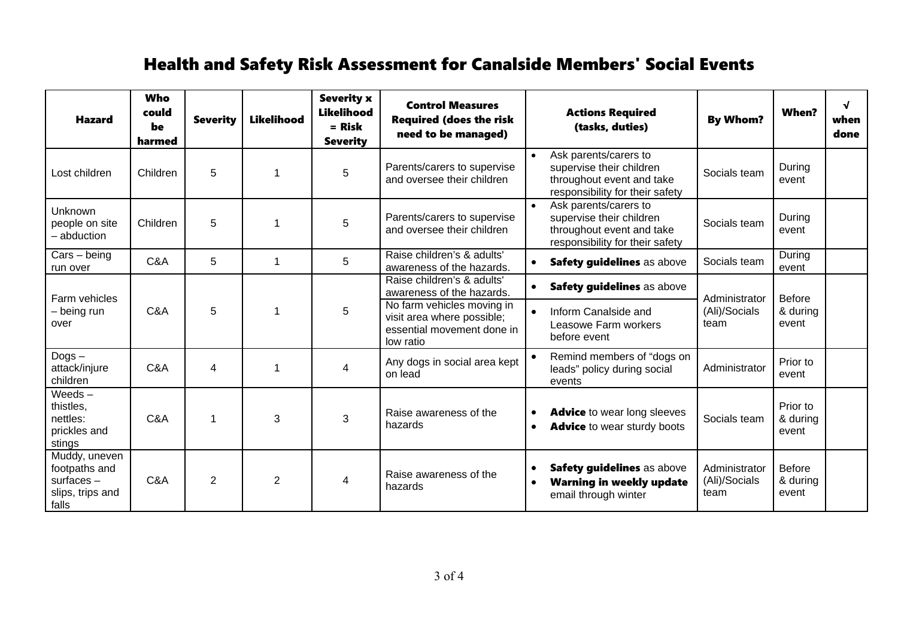# Health and Safety Risk Assessment for Canalside Members' Social Events

| Hazard | Who could be harmed | Severity | Likelihood | Severity x Likelihood = Risk Severity | Control Measures Required (does the risk need to be managed) | Actions Required (tasks, duties) | By Whom? | When? | √ when done |
|---|---|---|---|---|---|---|---|---|---|
| Lost children | Children | 5 | 1 | 5 | Parents/carers to supervise and oversee their children | • Ask parents/carers to supervise their children throughout event and take responsibility for their safety | Socials team | During event | |
| Unknown people on site – abduction | Children | 5 | 1 | 5 | Parents/carers to supervise and oversee their children | • Ask parents/carers to supervise their children throughout event and take responsibility for their safety | Socials team | During event | |
| Cars – being run over | C&A | 5 | 1 | 5 | Raise children's & adults' awareness of the hazards. | • **Safety guidelines** as above | Socials team | During event | |
| Farm vehicles – being run over | C&A | 5 | 1 | 5 | Raise children's & adults' awareness of the hazards. | • **Safety guidelines** as above | Administrator (Ali)/Socials team | Before & during event | |
| | | | | | No farm vehicles moving in visit area where possible; essential movement done in low ratio | • Inform Canalside and Leasowe Farm workers before event | | | |
| Dogs – attack/injure children | C&A | 4 | 1 | 4 | Any dogs in social area kept on lead | • Remind members of "dogs on leads" policy during social events | Administrator | Prior to event | |
| Weeds – thistles, nettles: prickles and stings | C&A | 1 | 3 | 3 | Raise awareness of the hazards | • **Advice** to wear long sleeves<br>• **Advice** to wear sturdy boots | Socials team | Prior to & during event | |
| Muddy, uneven footpaths and surfaces – slips, trips and falls | C&A | 2 | 2 | 4 | Raise awareness of the hazards | • **Safety guidelines** as above<br>• **Warning in weekly update** email through winter | Administrator (Ali)/Socials team | Before & during event | |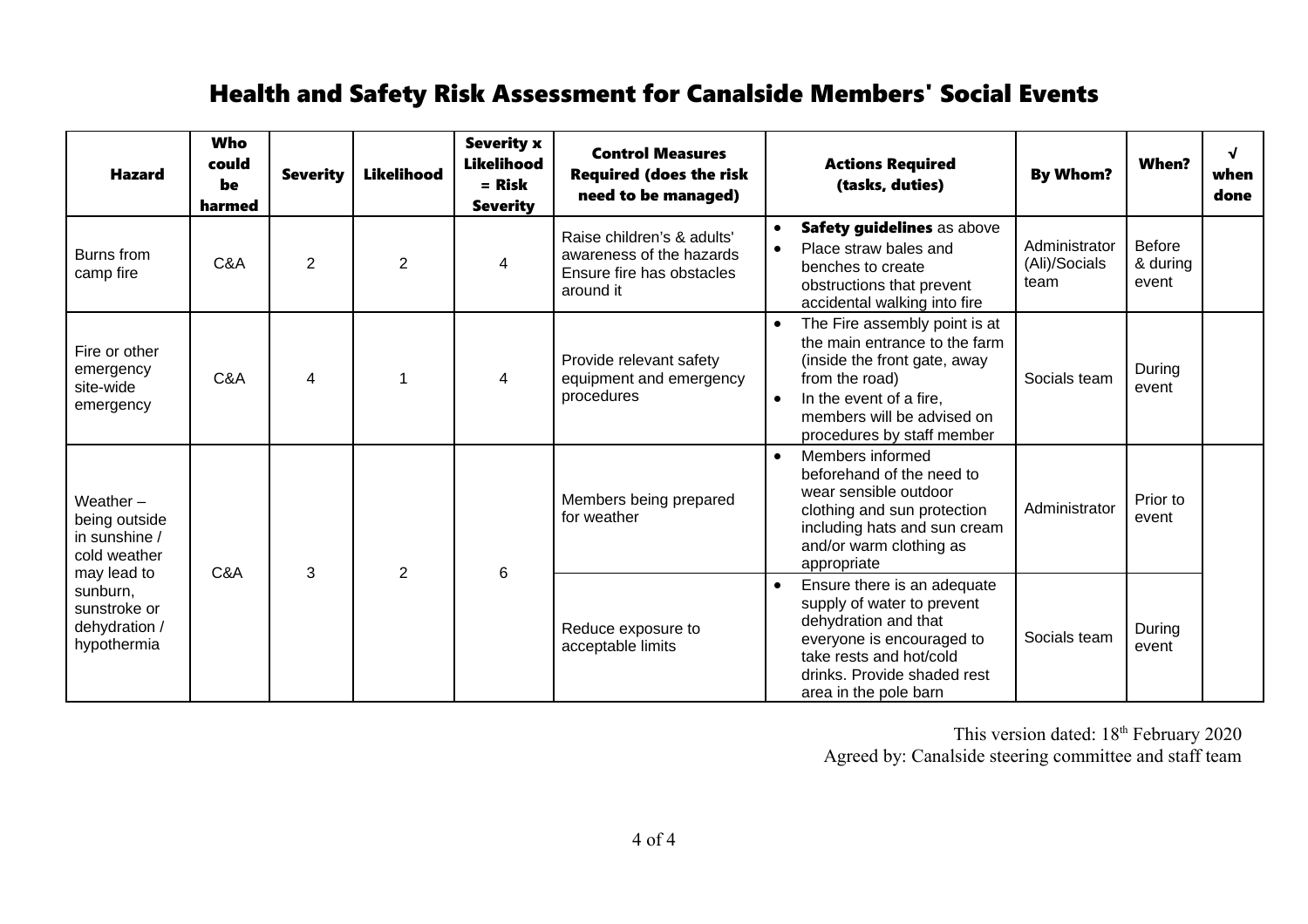# Health and Safety Risk Assessment for Canalside Members' Social Events

| Hazard | Who could be harmed | Severity | Likelihood | Severity x Likelihood = Risk Severity | Control Measures Required (does the risk need to be managed) | Actions Required (tasks, duties) | By Whom? | When? | √ when done |
|---|---|---|---|---|---|---|---|---|---|
| Burns from camp fire | C&A | 2 | 2 | 4 | Raise children's & adults' awareness of the hazards<br>Ensure fire has obstacles around it | • **Safety guidelines** as above<br>• Place straw bales and benches to create obstructions that prevent accidental walking into fire | Administrator (Ali)/Socials team | Before & during event | |
| Fire or other emergency site-wide emergency | C&A | 4 | 1 | 4 | Provide relevant safety equipment and emergency procedures | • The Fire assembly point is at the main entrance to the farm (inside the front gate, away from the road)<br>• In the event of a fire, members will be advised on procedures by staff member | Socials team | During event | |
| Weather – being outside in sunshine / cold weather may lead to sunburn, sunstroke or dehydration / hypothermia | C&A | 3 | 2 | 6 | Members being prepared for weather | • Members informed beforehand of the need to wear sensible outdoor clothing and sun protection including hats and sun cream and/or warm clothing as appropriate | Administrator | Prior to event | |
| | | | | | Reduce exposure to acceptable limits | • Ensure there is an adequate supply of water to prevent dehydration and that everyone is encouraged to take rests and hot/cold drinks. Provide shaded rest area in the pole barn | Socials team | During event | |

This version dated: 18th February 2020
Agreed by: Canalside steering committee and staff team